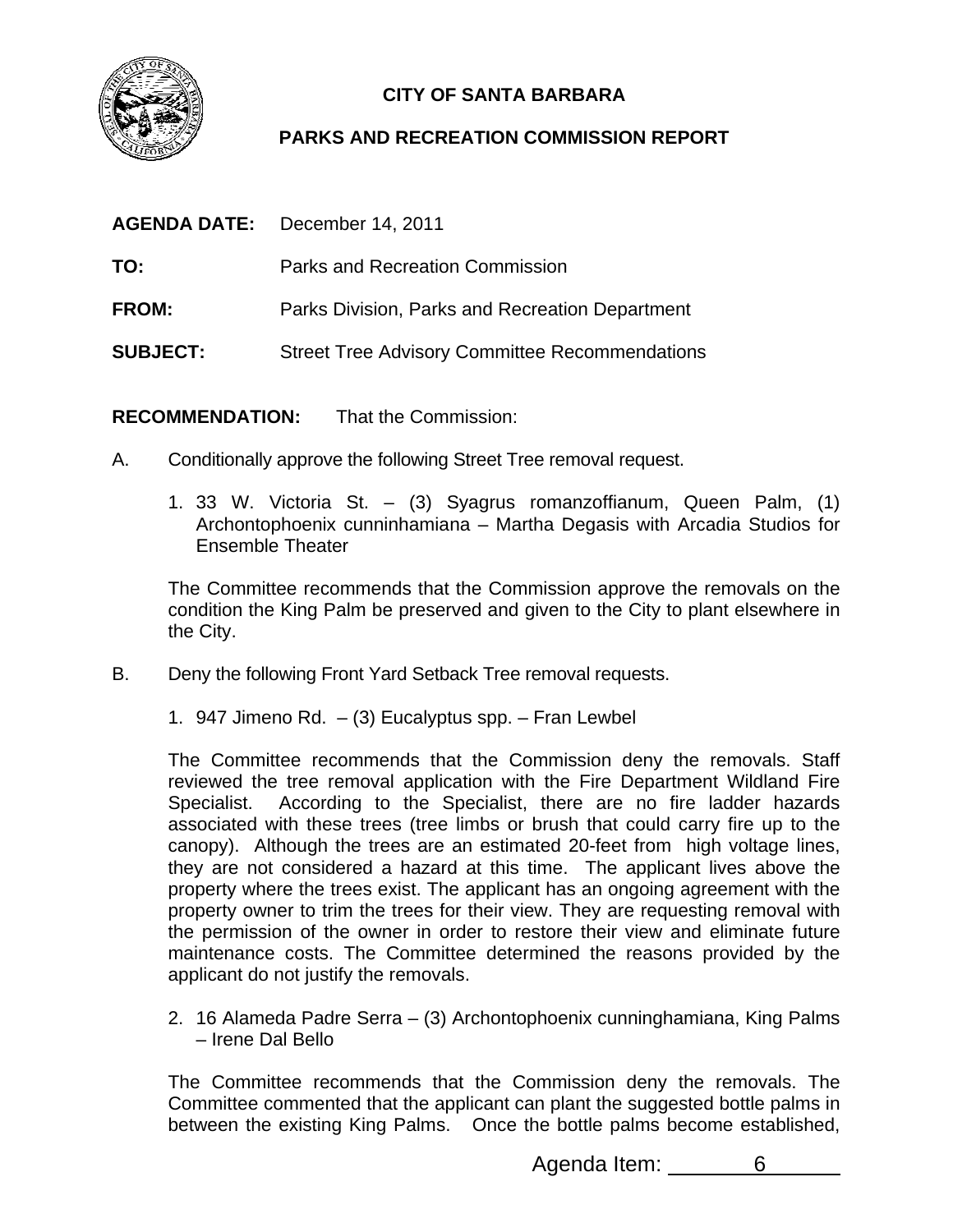# CITY OF SANTA BARBARA

## PARKS AND RECREATION COMMISSION REPORT

**AGENDA DATE:** December 14, 2011

**TO:** Parks and Recreation Commission

**FROM:** Parks Division, Parks and Recreation Department

**SUBJECT:** Street Tree Advisory Committee Recommendations

**RECOMMENDATION:** That the Commission:

A. Conditionally approve the following Street Tree removal request.

1. 33 W. Victoria St. – (3) Syagrus romanzoffianum, Queen Palm, (1) Archontophoenix cunninhamiana – Martha Degasis with Arcadia Studios for Ensemble Theater

   The Committee recommends that the Commission approve the removals on the condition the King Palm be preserved and given to the City to plant elsewhere in the City.

B. Deny the following Front Yard Setback Tree removal requests.

1. 947 Jimeno Rd. – (3) Eucalyptus spp. – Fran Lewbel

   The Committee recommends that the Commission deny the removals. Staff reviewed the tree removal application with the Fire Department Wildland Fire Specialist. According to the Specialist, there are no fire ladder hazards associated with these trees (tree limbs or brush that could carry fire up to the canopy). Although the trees are an estimated 20-feet from high voltage lines, they are not considered a hazard at this time. The applicant lives above the property where the trees exist. The applicant has an ongoing agreement with the property owner to trim the trees for their view. They are requesting removal with the permission of the owner in order to restore their view and eliminate future maintenance costs. The Committee determined the reasons provided by the applicant do not justify the removals.

2. 16 Alameda Padre Serra – (3) Archontophoenix cunninghamiana, King Palms – Irene Dal Bello

   The Committee recommends that the Commission deny the removals. The Committee commented that the applicant can plant the suggested bottle palms in between the existing King Palms. Once the bottle palms become established,

Agenda Item: 6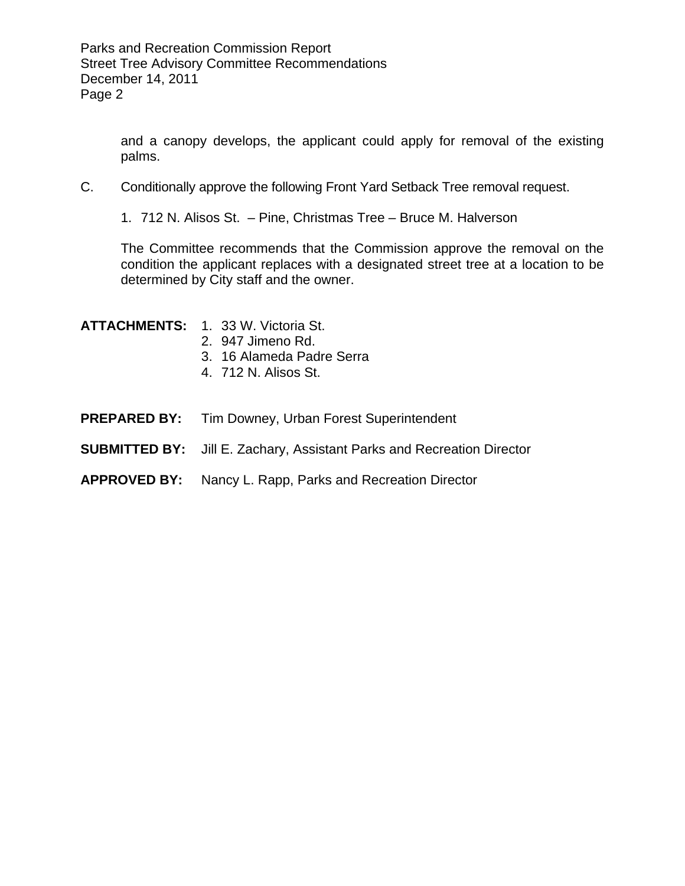and a canopy develops, the applicant could apply for removal of the existing palms.

C. Conditionally approve the following Front Yard Setback Tree removal request.

1. 712 N. Alisos St. – Pine, Christmas Tree – Bruce M. Halverson

The Committee recommends that the Commission approve the removal on the condition the applicant replaces with a designated street tree at a location to be determined by City staff and the owner.

**ATTACHMENTS:**
1. 33 W. Victoria St.
2. 947 Jimeno Rd.
3. 16 Alameda Padre Serra
4. 712 N. Alisos St.

**PREPARED BY:** Tim Downey, Urban Forest Superintendent

**SUBMITTED BY:** Jill E. Zachary, Assistant Parks and Recreation Director

**APPROVED BY:** Nancy L. Rapp, Parks and Recreation Director